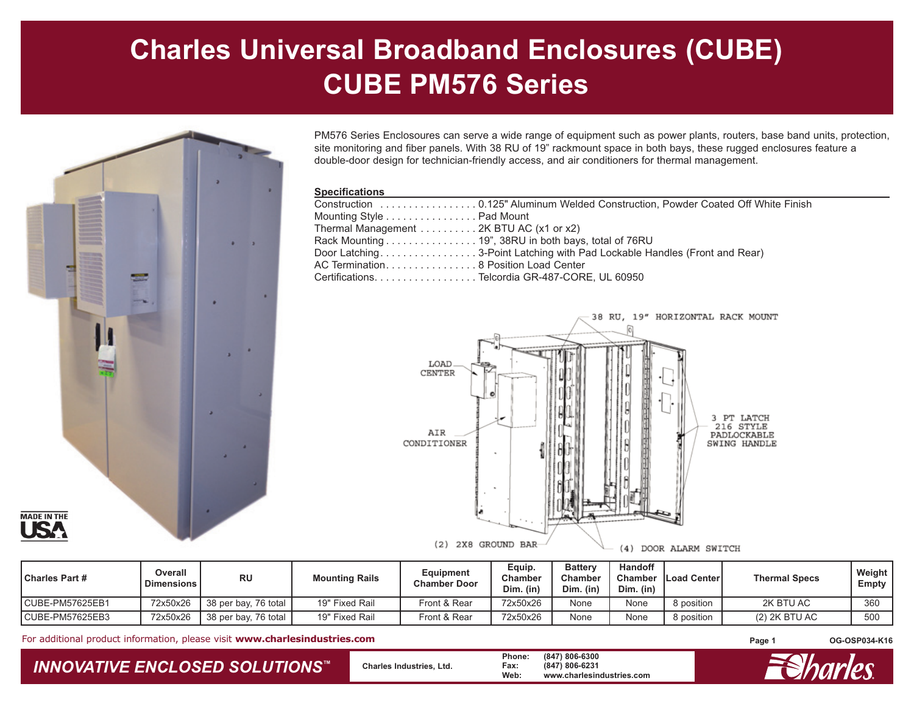# Charles Universal Broadband Enclosures (CUBE)
# CUBE PM576 Series

PM576 Series Enclosoures can serve a wide range of equipment such as power plants, routers, base band units, protection, site monitoring and fiber panels. With 38 RU of 19" rackmount space in both bays, these rugged enclosures feature a double-door design for technician-friendly access, and air conditioners for thermal management.

**Specifications**

Construction . . . . . . . . . . . . . . . . . 0.125" Aluminum Welded Construction, Powder Coated Off White Finish
Mounting Style . . . . . . . . . . . . . . . . Pad Mount
Thermal Management . . . . . . . . . . 2K BTU AC (x1 or x2)
Rack Mounting . . . . . . . . . . . . . . . . 19", 38RU in both bays, total of 76RU
Door Latching. . . . . . . . . . . . . . . . . 3-Point Latching with Pad Lockable Handles (Front and Rear)
AC Termination. . . . . . . . . . . . . . . . 8 Position Load Center
Certifications. . . . . . . . . . . . . . . . . . Telcordia GR-487-CORE, UL 60950

38 RU, 19" HORIZONTAL RACK MOUNT

LOAD CENTER

AIR CONDITIONER

3 PT LATCH 216 STYLE PADLOCKABLE SWING HANDLE

(2) 2X8 GROUND BAR

(4) DOOR ALARM SWITCH

MADE IN THE USA

| Charles Part # | Overall Dimensions | RU | Mounting Rails | Equipment Chamber Door | Equip. Chamber Dim. (in) | Battery Chamber Dim. (in) | Handoff Chamber Dim. (in) | Load Center | Thermal Specs | Weight Empty |
|---|---|---|---|---|---|---|---|---|---|---|
| CUBE-PM57625EB1 | 72x50x26 | 38 per bay, 76 total | 19" Fixed Rail | Front & Rear | 72x50x26 | None | None | 8 position | 2K BTU AC | 360 |
| CUBE-PM57625EB3 | 72x50x26 | 38 per bay, 76 total | 19" Fixed Rail | Front & Rear | 72x50x26 | None | None | 8 position | (2) 2K BTU AC | 500 |

For additional product information, please visit **www.charlesindustries.com**

OG-OSP034-K16

*INNOVATIVE ENCLOSED SOLUTIONS™*

Charles Industries, Ltd.

Phone: (847) 806-6300
Fax: (847) 806-6231
Web: www.charlesindustries.com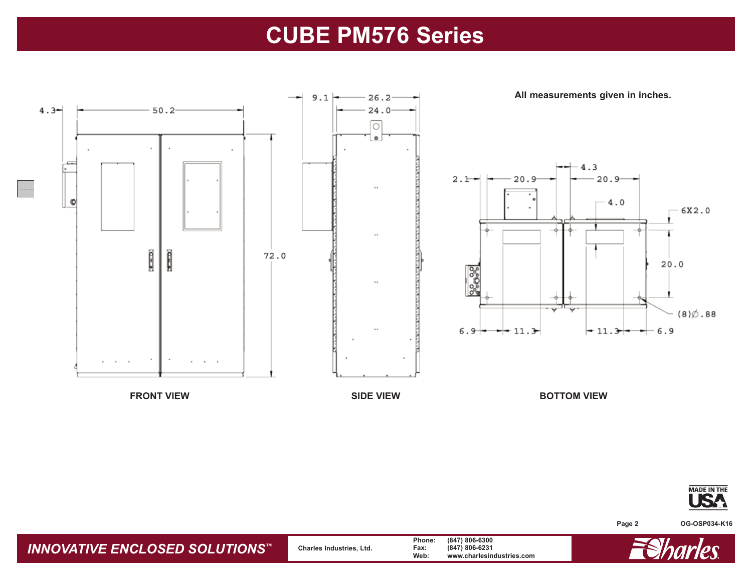# CUBE PM576 Series

All measurements given in inches.

4.3
50.2
72.0

9.1
26.2
24.0

2.1
20.9
4.3
20.9
4.0
6X2.0
20.0
(8)∅.88
6.9
11.3
11.3
6.9

FRONT VIEW

SIDE VIEW

BOTTOM VIEW

MADE IN THE USA

OG-OSP034-K16

*INNOVATIVE ENCLOSED SOLUTIONS™*

Charles Industries, Ltd.

Phone: (847) 806-6300
Fax: (847) 806-6231
Web: www.charlesindustries.com

Charles